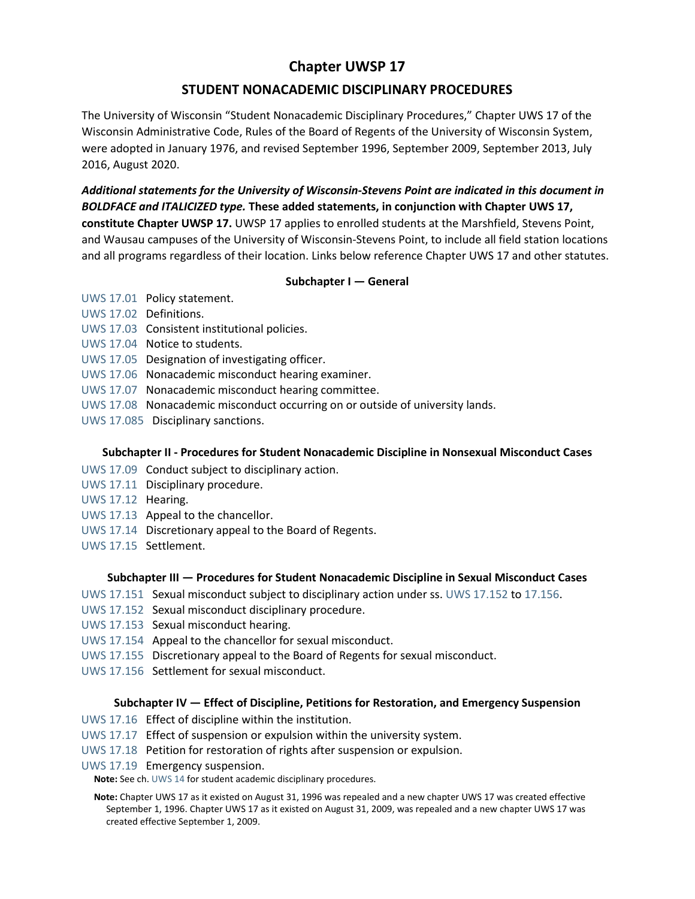# Chapter UWSP 17

## STUDENT NONACADEMIC DISCIPLINARY PROCEDURES

The University of Wisconsin "Student Nonacademic Disciplinary Procedures," Chapter UWS 17 of the Wisconsin Administrative Code, Rules of the Board of Regents of the University of Wisconsin System, were adopted in January 1976, and revised September 1996, September 2009, September 2013, July 2016, August 2020.

***Additional statements for the University of Wisconsin-Stevens Point are indicated in this document in BOLDFACE and ITALICIZED type.*** **These added statements, in conjunction with Chapter UWS 17, constitute Chapter UWSP 17.** UWSP 17 applies to enrolled students at the Marshfield, Stevens Point, and Wausau campuses of the University of Wisconsin-Stevens Point, to include all field station locations and all programs regardless of their location. Links below reference Chapter UWS 17 and other statutes.

### Subchapter I — General

UWS 17.01 Policy statement.
UWS 17.02 Definitions.
UWS 17.03 Consistent institutional policies.
UWS 17.04 Notice to students.
UWS 17.05 Designation of investigating officer.
UWS 17.06 Nonacademic misconduct hearing examiner.
UWS 17.07 Nonacademic misconduct hearing committee.
UWS 17.08 Nonacademic misconduct occurring on or outside of university lands.
UWS 17.085 Disciplinary sanctions.

### Subchapter II - Procedures for Student Nonacademic Discipline in Nonsexual Misconduct Cases

UWS 17.09 Conduct subject to disciplinary action.
UWS 17.11 Disciplinary procedure.
UWS 17.12 Hearing.
UWS 17.13 Appeal to the chancellor.
UWS 17.14 Discretionary appeal to the Board of Regents.
UWS 17.15 Settlement.

### Subchapter III — Procedures for Student Nonacademic Discipline in Sexual Misconduct Cases

UWS 17.151 Sexual misconduct subject to disciplinary action under ss. UWS 17.152 to 17.156.
UWS 17.152 Sexual misconduct disciplinary procedure.
UWS 17.153 Sexual misconduct hearing.
UWS 17.154 Appeal to the chancellor for sexual misconduct.
UWS 17.155 Discretionary appeal to the Board of Regents for sexual misconduct.
UWS 17.156 Settlement for sexual misconduct.

### Subchapter IV — Effect of Discipline, Petitions for Restoration, and Emergency Suspension

UWS 17.16 Effect of discipline within the institution.
UWS 17.17 Effect of suspension or expulsion within the university system.
UWS 17.18 Petition for restoration of rights after suspension or expulsion.
UWS 17.19 Emergency suspension.

**Note:** See ch. UWS 14 for student academic disciplinary procedures.

**Note:** Chapter UWS 17 as it existed on August 31, 1996 was repealed and a new chapter UWS 17 was created effective September 1, 1996. Chapter UWS 17 as it existed on August 31, 2009, was repealed and a new chapter UWS 17 was created effective September 1, 2009.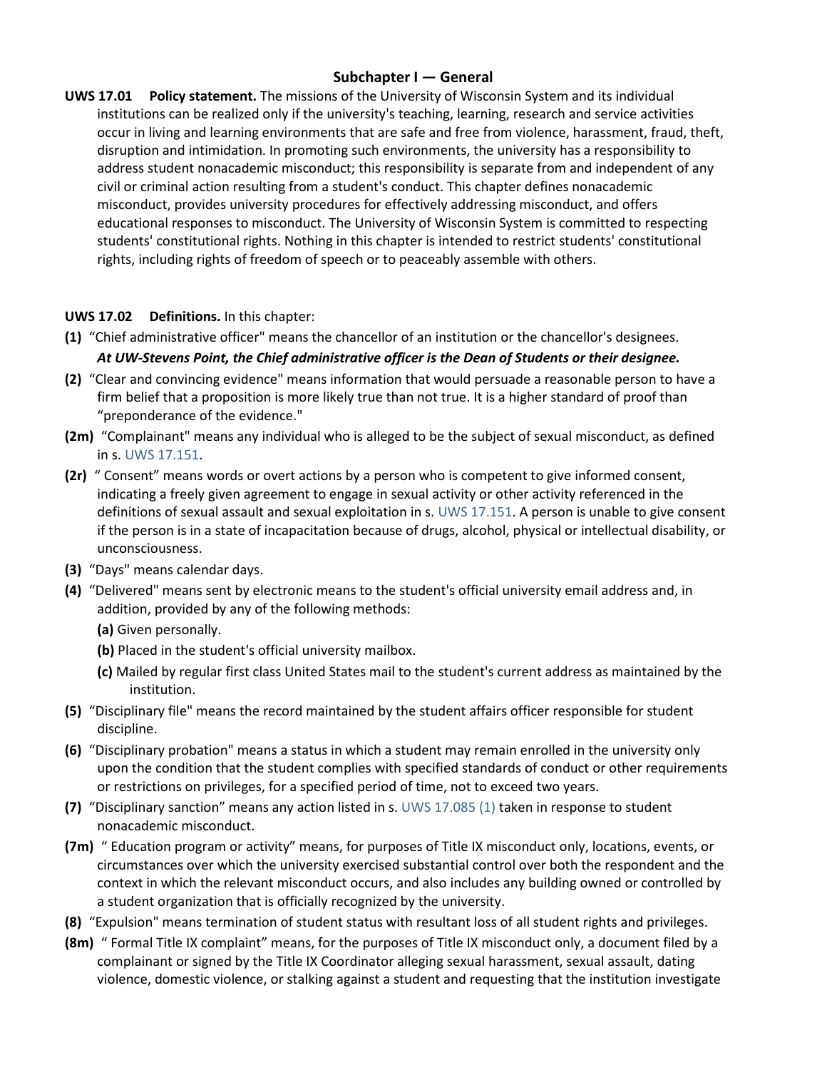## Subchapter I — General

**UWS 17.01 Policy statement.** The missions of the University of Wisconsin System and its individual institutions can be realized only if the university's teaching, learning, research and service activities occur in living and learning environments that are safe and free from violence, harassment, fraud, theft, disruption and intimidation. In promoting such environments, the university has a responsibility to address student nonacademic misconduct; this responsibility is separate from and independent of any civil or criminal action resulting from a student's conduct. This chapter defines nonacademic misconduct, provides university procedures for effectively addressing misconduct, and offers educational responses to misconduct. The University of Wisconsin System is committed to respecting students' constitutional rights. Nothing in this chapter is intended to restrict students' constitutional rights, including rights of freedom of speech or to peaceably assemble with others.

**UWS 17.02 Definitions.** In this chapter:

**(1)** "Chief administrative officer" means the chancellor of an institution or the chancellor's designees.
***At UW-Stevens Point, the Chief administrative officer is the Dean of Students or their designee.***

**(2)** "Clear and convincing evidence" means information that would persuade a reasonable person to have a firm belief that a proposition is more likely true than not true. It is a higher standard of proof than "preponderance of the evidence."

**(2m)** "Complainant" means any individual who is alleged to be the subject of sexual misconduct, as defined in s. UWS 17.151.

**(2r)** " Consent" means words or overt actions by a person who is competent to give informed consent, indicating a freely given agreement to engage in sexual activity or other activity referenced in the definitions of sexual assault and sexual exploitation in s. UWS 17.151. A person is unable to give consent if the person is in a state of incapacitation because of drugs, alcohol, physical or intellectual disability, or unconsciousness.

**(3)** "Days" means calendar days.

**(4)** "Delivered" means sent by electronic means to the student's official university email address and, in addition, provided by any of the following methods:

- **(a)** Given personally.
- **(b)** Placed in the student's official university mailbox.
- **(c)** Mailed by regular first class United States mail to the student's current address as maintained by the institution.

**(5)** "Disciplinary file" means the record maintained by the student affairs officer responsible for student discipline.

**(6)** "Disciplinary probation" means a status in which a student may remain enrolled in the university only upon the condition that the student complies with specified standards of conduct or other requirements or restrictions on privileges, for a specified period of time, not to exceed two years.

**(7)** "Disciplinary sanction" means any action listed in s. UWS 17.085 (1) taken in response to student nonacademic misconduct.

**(7m)** " Education program or activity" means, for purposes of Title IX misconduct only, locations, events, or circumstances over which the university exercised substantial control over both the respondent and the context in which the relevant misconduct occurs, and also includes any building owned or controlled by a student organization that is officially recognized by the university.

**(8)** "Expulsion" means termination of student status with resultant loss of all student rights and privileges.

**(8m)** " Formal Title IX complaint" means, for the purposes of Title IX misconduct only, a document filed by a complainant or signed by the Title IX Coordinator alleging sexual harassment, sexual assault, dating violence, domestic violence, or stalking against a student and requesting that the institution investigate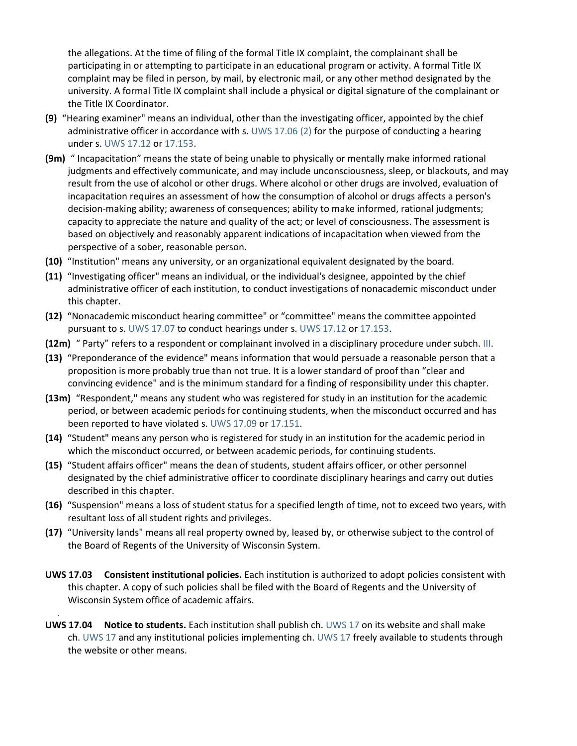the allegations. At the time of filing of the formal Title IX complaint, the complainant shall be participating in or attempting to participate in an educational program or activity. A formal Title IX complaint may be filed in person, by mail, by electronic mail, or any other method designated by the university. A formal Title IX complaint shall include a physical or digital signature of the complainant or the Title IX Coordinator.

**(9)** "Hearing examiner" means an individual, other than the investigating officer, appointed by the chief administrative officer in accordance with s. UWS 17.06 (2) for the purpose of conducting a hearing under s. UWS 17.12 or 17.153.

**(9m)** " Incapacitation" means the state of being unable to physically or mentally make informed rational judgments and effectively communicate, and may include unconsciousness, sleep, or blackouts, and may result from the use of alcohol or other drugs. Where alcohol or other drugs are involved, evaluation of incapacitation requires an assessment of how the consumption of alcohol or drugs affects a person's decision-making ability; awareness of consequences; ability to make informed, rational judgments; capacity to appreciate the nature and quality of the act; or level of consciousness. The assessment is based on objectively and reasonably apparent indications of incapacitation when viewed from the perspective of a sober, reasonable person.

**(10)** "Institution" means any university, or an organizational equivalent designated by the board.

**(11)** "Investigating officer" means an individual, or the individual's designee, appointed by the chief administrative officer of each institution, to conduct investigations of nonacademic misconduct under this chapter.

**(12)** "Nonacademic misconduct hearing committee" or "committee" means the committee appointed pursuant to s. UWS 17.07 to conduct hearings under s. UWS 17.12 or 17.153.

**(12m)** " Party" refers to a respondent or complainant involved in a disciplinary procedure under subch. III.

**(13)** "Preponderance of the evidence" means information that would persuade a reasonable person that a proposition is more probably true than not true. It is a lower standard of proof than "clear and convincing evidence" and is the minimum standard for a finding of responsibility under this chapter.

**(13m)** "Respondent," means any student who was registered for study in an institution for the academic period, or between academic periods for continuing students, when the misconduct occurred and has been reported to have violated s. UWS 17.09 or 17.151.

**(14)** "Student" means any person who is registered for study in an institution for the academic period in which the misconduct occurred, or between academic periods, for continuing students.

**(15)** "Student affairs officer" means the dean of students, student affairs officer, or other personnel designated by the chief administrative officer to coordinate disciplinary hearings and carry out duties described in this chapter.

**(16)** "Suspension" means a loss of student status for a specified length of time, not to exceed two years, with resultant loss of all student rights and privileges.

**(17)** "University lands" means all real property owned by, leased by, or otherwise subject to the control of the Board of Regents of the University of Wisconsin System.

**UWS 17.03 Consistent institutional policies.** Each institution is authorized to adopt policies consistent with this chapter. A copy of such policies shall be filed with the Board of Regents and the University of Wisconsin System office of academic affairs.

**UWS 17.04 Notice to students.** Each institution shall publish ch. UWS 17 on its website and shall make ch. UWS 17 and any institutional policies implementing ch. UWS 17 freely available to students through the website or other means.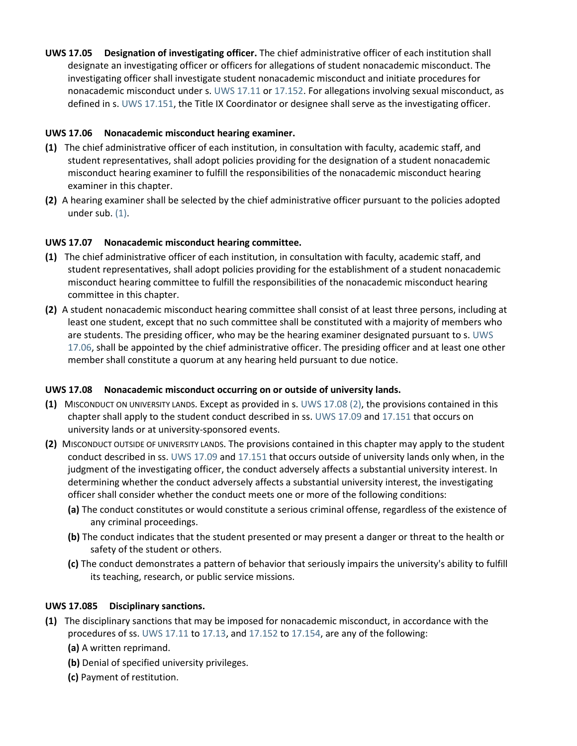**UWS 17.05 Designation of investigating officer.** The chief administrative officer of each institution shall designate an investigating officer or officers for allegations of student nonacademic misconduct. The investigating officer shall investigate student nonacademic misconduct and initiate procedures for nonacademic misconduct under s. UWS 17.11 or 17.152. For allegations involving sexual misconduct, as defined in s. UWS 17.151, the Title IX Coordinator or designee shall serve as the investigating officer.

**UWS 17.06 Nonacademic misconduct hearing examiner.**

**(1)** The chief administrative officer of each institution, in consultation with faculty, academic staff, and student representatives, shall adopt policies providing for the designation of a student nonacademic misconduct hearing examiner to fulfill the responsibilities of the nonacademic misconduct hearing examiner in this chapter.

**(2)** A hearing examiner shall be selected by the chief administrative officer pursuant to the policies adopted under sub. (1).

**UWS 17.07 Nonacademic misconduct hearing committee.**

**(1)** The chief administrative officer of each institution, in consultation with faculty, academic staff, and student representatives, shall adopt policies providing for the establishment of a student nonacademic misconduct hearing committee to fulfill the responsibilities of the nonacademic misconduct hearing committee in this chapter.

**(2)** A student nonacademic misconduct hearing committee shall consist of at least three persons, including at least one student, except that no such committee shall be constituted with a majority of members who are students. The presiding officer, who may be the hearing examiner designated pursuant to s. UWS 17.06, shall be appointed by the chief administrative officer. The presiding officer and at least one other member shall constitute a quorum at any hearing held pursuant to due notice.

**UWS 17.08 Nonacademic misconduct occurring on or outside of university lands.**

**(1)** MISCONDUCT ON UNIVERSITY LANDS. Except as provided in s. UWS 17.08 (2), the provisions contained in this chapter shall apply to the student conduct described in ss. UWS 17.09 and 17.151 that occurs on university lands or at university-sponsored events.

**(2)** MISCONDUCT OUTSIDE OF UNIVERSITY LANDS. The provisions contained in this chapter may apply to the student conduct described in ss. UWS 17.09 and 17.151 that occurs outside of university lands only when, in the judgment of the investigating officer, the conduct adversely affects a substantial university interest. In determining whether the conduct adversely affects a substantial university interest, the investigating officer shall consider whether the conduct meets one or more of the following conditions:

- **(a)** The conduct constitutes or would constitute a serious criminal offense, regardless of the existence of any criminal proceedings.
- **(b)** The conduct indicates that the student presented or may present a danger or threat to the health or safety of the student or others.
- **(c)** The conduct demonstrates a pattern of behavior that seriously impairs the university's ability to fulfill its teaching, research, or public service missions.

**UWS 17.085 Disciplinary sanctions.**

**(1)** The disciplinary sanctions that may be imposed for nonacademic misconduct, in accordance with the procedures of ss. UWS 17.11 to 17.13, and 17.152 to 17.154, are any of the following:

- **(a)** A written reprimand.
- **(b)** Denial of specified university privileges.
- **(c)** Payment of restitution.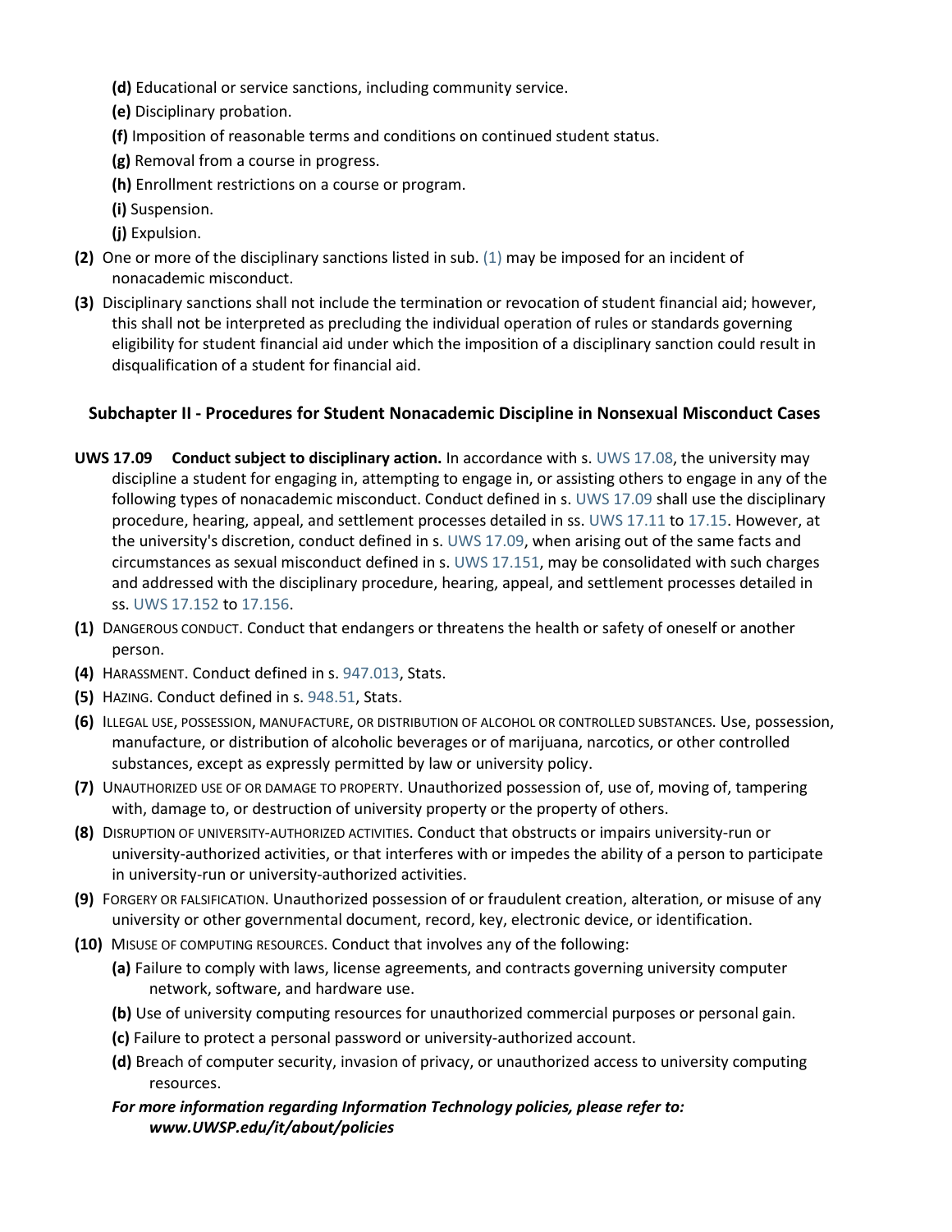**(d)** Educational or service sanctions, including community service.

**(e)** Disciplinary probation.

**(f)** Imposition of reasonable terms and conditions on continued student status.

**(g)** Removal from a course in progress.

**(h)** Enrollment restrictions on a course or program.

**(i)** Suspension.

**(j)** Expulsion.

**(2)** One or more of the disciplinary sanctions listed in sub. (1) may be imposed for an incident of nonacademic misconduct.

**(3)** Disciplinary sanctions shall not include the termination or revocation of student financial aid; however, this shall not be interpreted as precluding the individual operation of rules or standards governing eligibility for student financial aid under which the imposition of a disciplinary sanction could result in disqualification of a student for financial aid.

## Subchapter II - Procedures for Student Nonacademic Discipline in Nonsexual Misconduct Cases

**UWS 17.09 Conduct subject to disciplinary action.** In accordance with s. UWS 17.08, the university may discipline a student for engaging in, attempting to engage in, or assisting others to engage in any of the following types of nonacademic misconduct. Conduct defined in s. UWS 17.09 shall use the disciplinary procedure, hearing, appeal, and settlement processes detailed in ss. UWS 17.11 to 17.15. However, at the university's discretion, conduct defined in s. UWS 17.09, when arising out of the same facts and circumstances as sexual misconduct defined in s. UWS 17.151, may be consolidated with such charges and addressed with the disciplinary procedure, hearing, appeal, and settlement processes detailed in ss. UWS 17.152 to 17.156.

**(1)** DANGEROUS CONDUCT. Conduct that endangers or threatens the health or safety of oneself or another person.

**(4)** HARASSMENT. Conduct defined in s. 947.013, Stats.

**(5)** HAZING. Conduct defined in s. 948.51, Stats.

**(6)** ILLEGAL USE, POSSESSION, MANUFACTURE, OR DISTRIBUTION OF ALCOHOL OR CONTROLLED SUBSTANCES. Use, possession, manufacture, or distribution of alcoholic beverages or of marijuana, narcotics, or other controlled substances, except as expressly permitted by law or university policy.

**(7)** UNAUTHORIZED USE OF OR DAMAGE TO PROPERTY. Unauthorized possession of, use of, moving of, tampering with, damage to, or destruction of university property or the property of others.

**(8)** DISRUPTION OF UNIVERSITY-AUTHORIZED ACTIVITIES. Conduct that obstructs or impairs university-run or university-authorized activities, or that interferes with or impedes the ability of a person to participate in university-run or university-authorized activities.

**(9)** FORGERY OR FALSIFICATION. Unauthorized possession of or fraudulent creation, alteration, or misuse of any university or other governmental document, record, key, electronic device, or identification.

**(10)** MISUSE OF COMPUTING RESOURCES. Conduct that involves any of the following:

**(a)** Failure to comply with laws, license agreements, and contracts governing university computer network, software, and hardware use.

**(b)** Use of university computing resources for unauthorized commercial purposes or personal gain.

**(c)** Failure to protect a personal password or university-authorized account.

**(d)** Breach of computer security, invasion of privacy, or unauthorized access to university computing resources.

***For more information regarding Information Technology policies, please refer to: www.UWSP.edu/it/about/policies***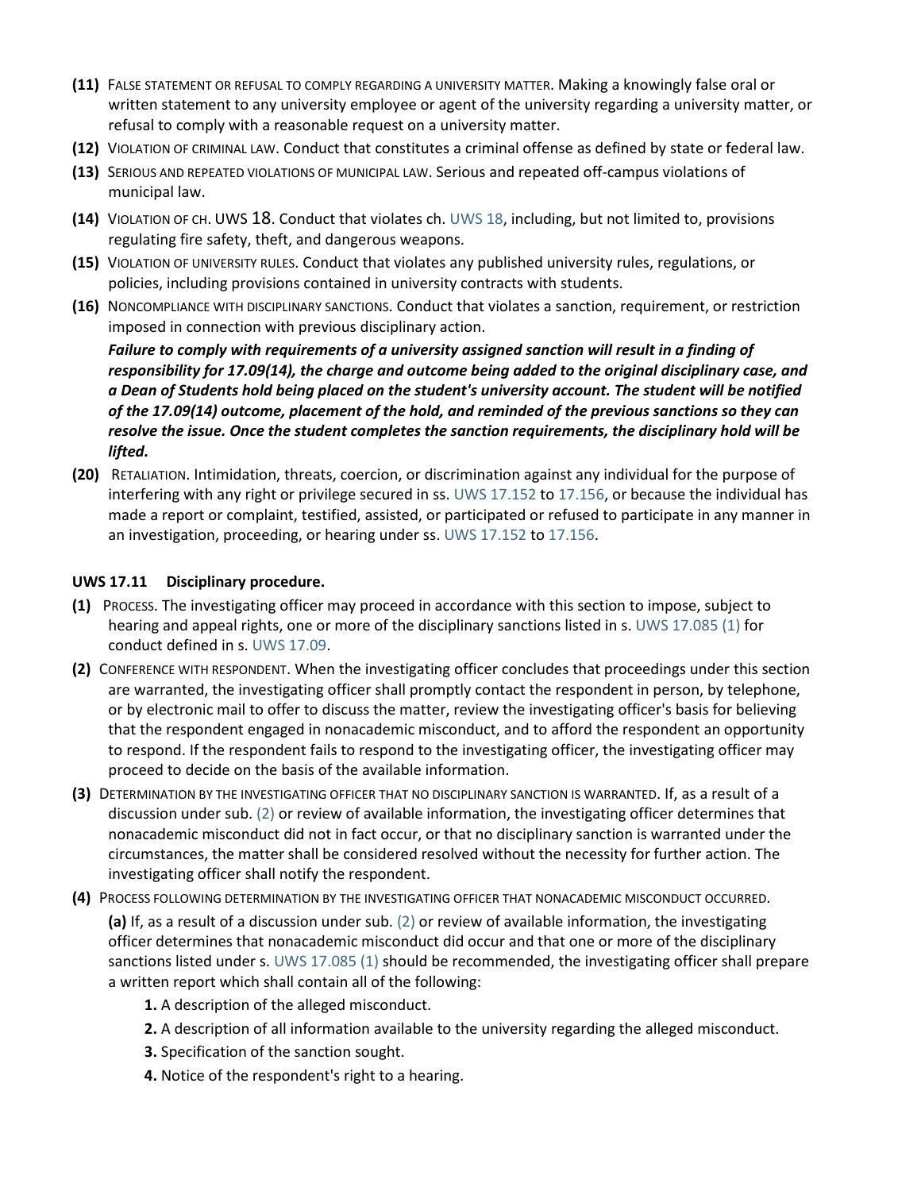**(11)** FALSE STATEMENT OR REFUSAL TO COMPLY REGARDING A UNIVERSITY MATTER. Making a knowingly false oral or written statement to any university employee or agent of the university regarding a university matter, or refusal to comply with a reasonable request on a university matter.

**(12)** VIOLATION OF CRIMINAL LAW. Conduct that constitutes a criminal offense as defined by state or federal law.

**(13)** SERIOUS AND REPEATED VIOLATIONS OF MUNICIPAL LAW. Serious and repeated off-campus violations of municipal law.

**(14)** VIOLATION OF CH. UWS 18. Conduct that violates ch. UWS 18, including, but not limited to, provisions regulating fire safety, theft, and dangerous weapons.

**(15)** VIOLATION OF UNIVERSITY RULES. Conduct that violates any published university rules, regulations, or policies, including provisions contained in university contracts with students.

**(16)** NONCOMPLIANCE WITH DISCIPLINARY SANCTIONS. Conduct that violates a sanction, requirement, or restriction imposed in connection with previous disciplinary action.

***Failure to comply with requirements of a university assigned sanction will result in a finding of responsibility for 17.09(14), the charge and outcome being added to the original disciplinary case, and a Dean of Students hold being placed on the student's university account. The student will be notified of the 17.09(14) outcome, placement of the hold, and reminded of the previous sanctions so they can resolve the issue. Once the student completes the sanction requirements, the disciplinary hold will be lifted.***

**(20)** RETALIATION. Intimidation, threats, coercion, or discrimination against any individual for the purpose of interfering with any right or privilege secured in ss. UWS 17.152 to 17.156, or because the individual has made a report or complaint, testified, assisted, or participated or refused to participate in any manner in an investigation, proceeding, or hearing under ss. UWS 17.152 to 17.156.

### UWS 17.11 Disciplinary procedure.

**(1)** PROCESS. The investigating officer may proceed in accordance with this section to impose, subject to hearing and appeal rights, one or more of the disciplinary sanctions listed in s. UWS 17.085 (1) for conduct defined in s. UWS 17.09.

**(2)** CONFERENCE WITH RESPONDENT. When the investigating officer concludes that proceedings under this section are warranted, the investigating officer shall promptly contact the respondent in person, by telephone, or by electronic mail to offer to discuss the matter, review the investigating officer's basis for believing that the respondent engaged in nonacademic misconduct, and to afford the respondent an opportunity to respond. If the respondent fails to respond to the investigating officer, the investigating officer may proceed to decide on the basis of the available information.

**(3)** DETERMINATION BY THE INVESTIGATING OFFICER THAT NO DISCIPLINARY SANCTION IS WARRANTED. If, as a result of a discussion under sub. (2) or review of available information, the investigating officer determines that nonacademic misconduct did not in fact occur, or that no disciplinary sanction is warranted under the circumstances, the matter shall be considered resolved without the necessity for further action. The investigating officer shall notify the respondent.

**(4)** PROCESS FOLLOWING DETERMINATION BY THE INVESTIGATING OFFICER THAT NONACADEMIC MISCONDUCT OCCURRED.

**(a)** If, as a result of a discussion under sub. (2) or review of available information, the investigating officer determines that nonacademic misconduct did occur and that one or more of the disciplinary sanctions listed under s. UWS 17.085 (1) should be recommended, the investigating officer shall prepare a written report which shall contain all of the following:

1. A description of the alleged misconduct.
2. A description of all information available to the university regarding the alleged misconduct.
3. Specification of the sanction sought.
4. Notice of the respondent's right to a hearing.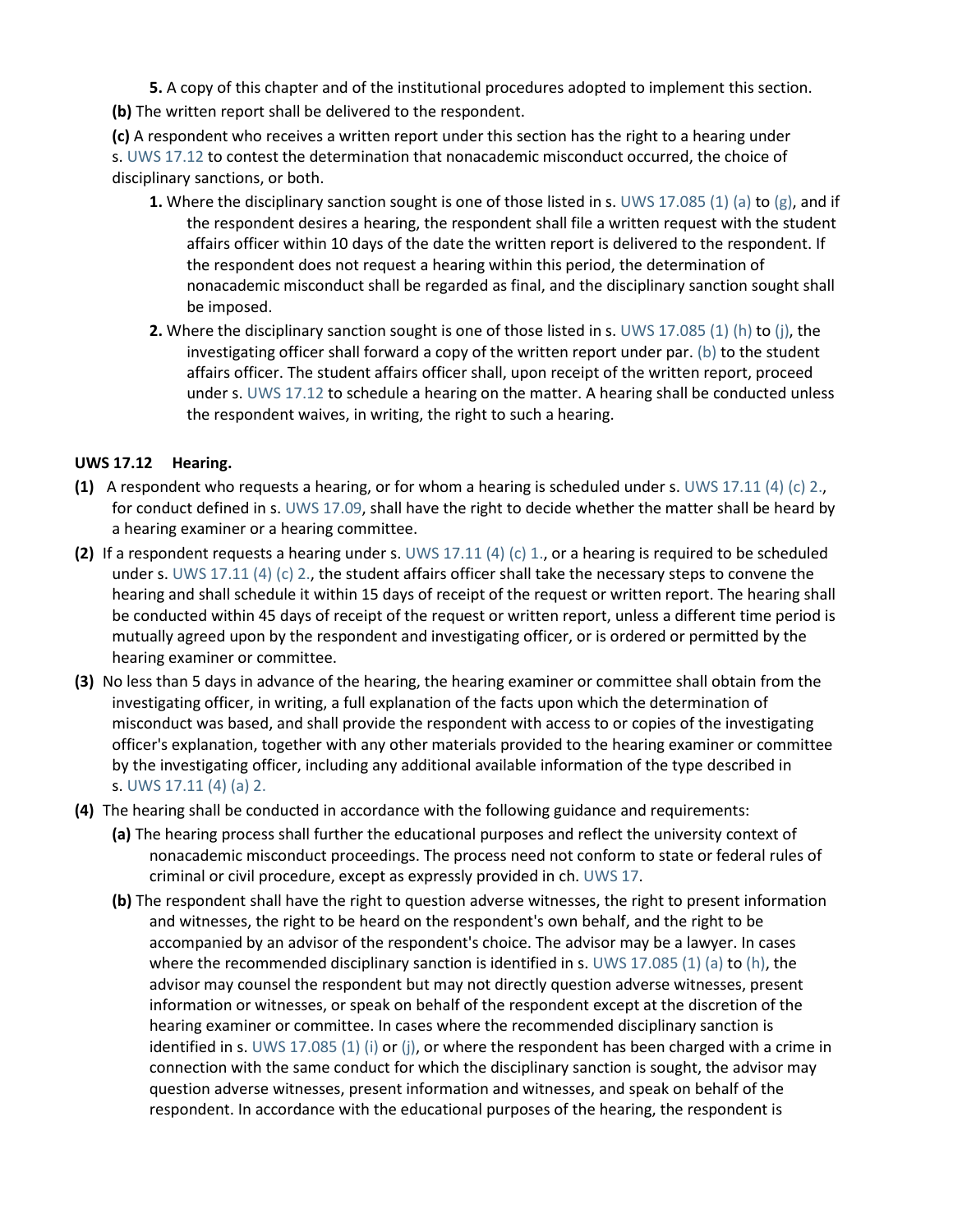**5.** A copy of this chapter and of the institutional procedures adopted to implement this section.

**(b)** The written report shall be delivered to the respondent.

**(c)** A respondent who receives a written report under this section has the right to a hearing under s. UWS 17.12 to contest the determination that nonacademic misconduct occurred, the choice of disciplinary sanctions, or both.

**1.** Where the disciplinary sanction sought is one of those listed in s. UWS 17.085 (1) (a) to (g), and if the respondent desires a hearing, the respondent shall file a written request with the student affairs officer within 10 days of the date the written report is delivered to the respondent. If the respondent does not request a hearing within this period, the determination of nonacademic misconduct shall be regarded as final, and the disciplinary sanction sought shall be imposed.

**2.** Where the disciplinary sanction sought is one of those listed in s. UWS 17.085 (1) (h) to (j), the investigating officer shall forward a copy of the written report under par. (b) to the student affairs officer. The student affairs officer shall, upon receipt of the written report, proceed under s. UWS 17.12 to schedule a hearing on the matter. A hearing shall be conducted unless the respondent waives, in writing, the right to such a hearing.

### UWS 17.12 Hearing.

**(1)** A respondent who requests a hearing, or for whom a hearing is scheduled under s. UWS 17.11 (4) (c) 2., for conduct defined in s. UWS 17.09, shall have the right to decide whether the matter shall be heard by a hearing examiner or a hearing committee.

**(2)** If a respondent requests a hearing under s. UWS 17.11 (4) (c) 1., or a hearing is required to be scheduled under s. UWS 17.11 (4) (c) 2., the student affairs officer shall take the necessary steps to convene the hearing and shall schedule it within 15 days of receipt of the request or written report. The hearing shall be conducted within 45 days of receipt of the request or written report, unless a different time period is mutually agreed upon by the respondent and investigating officer, or is ordered or permitted by the hearing examiner or committee.

**(3)** No less than 5 days in advance of the hearing, the hearing examiner or committee shall obtain from the investigating officer, in writing, a full explanation of the facts upon which the determination of misconduct was based, and shall provide the respondent with access to or copies of the investigating officer's explanation, together with any other materials provided to the hearing examiner or committee by the investigating officer, including any additional available information of the type described in s. UWS 17.11 (4) (a) 2.

**(4)** The hearing shall be conducted in accordance with the following guidance and requirements:

**(a)** The hearing process shall further the educational purposes and reflect the university context of nonacademic misconduct proceedings. The process need not conform to state or federal rules of criminal or civil procedure, except as expressly provided in ch. UWS 17.

**(b)** The respondent shall have the right to question adverse witnesses, the right to present information and witnesses, the right to be heard on the respondent's own behalf, and the right to be accompanied by an advisor of the respondent's choice. The advisor may be a lawyer. In cases where the recommended disciplinary sanction is identified in s. UWS 17.085 (1) (a) to (h), the advisor may counsel the respondent but may not directly question adverse witnesses, present information or witnesses, or speak on behalf of the respondent except at the discretion of the hearing examiner or committee. In cases where the recommended disciplinary sanction is identified in s. UWS 17.085 (1) (i) or (j), or where the respondent has been charged with a crime in connection with the same conduct for which the disciplinary sanction is sought, the advisor may question adverse witnesses, present information and witnesses, and speak on behalf of the respondent. In accordance with the educational purposes of the hearing, the respondent is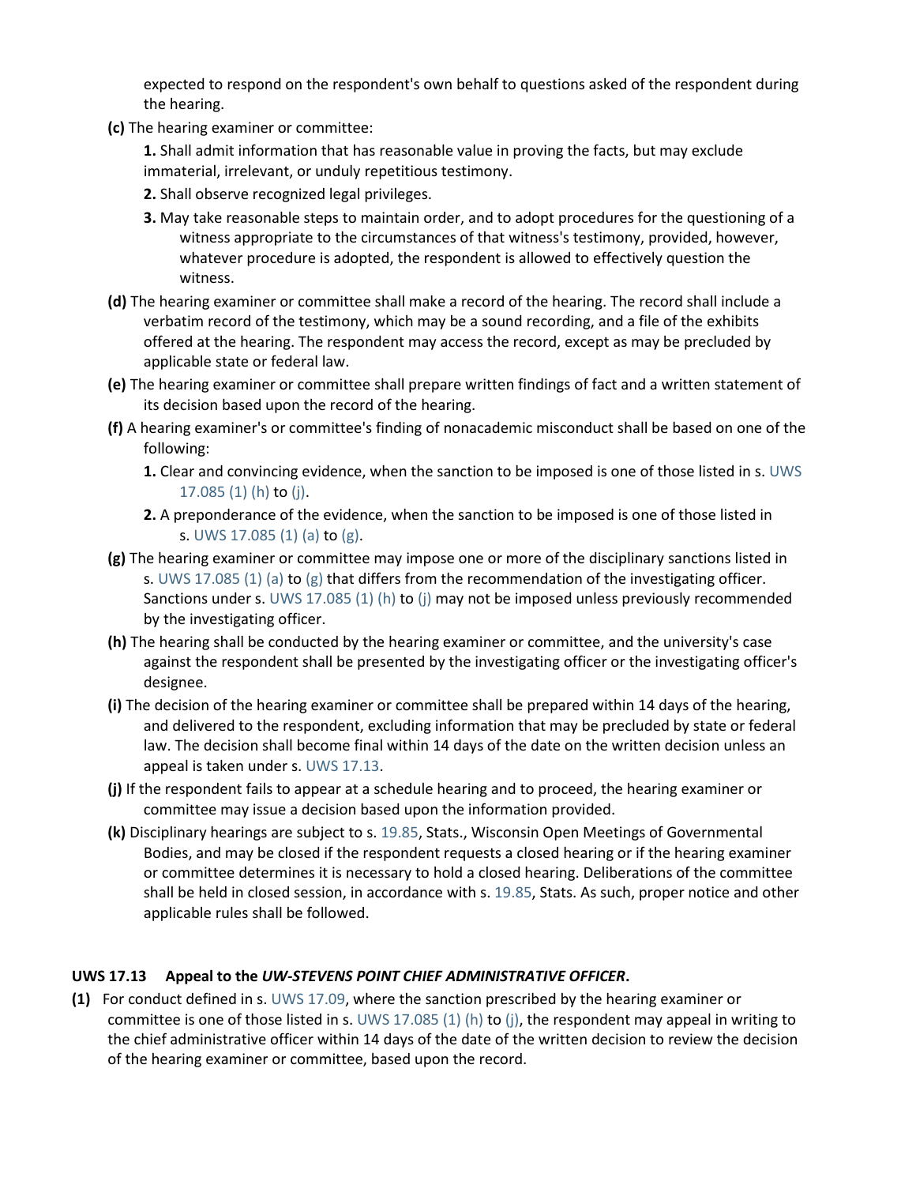expected to respond on the respondent's own behalf to questions asked of the respondent during the hearing.

**(c)** The hearing examiner or committee:

**1.** Shall admit information that has reasonable value in proving the facts, but may exclude immaterial, irrelevant, or unduly repetitious testimony.

**2.** Shall observe recognized legal privileges.

**3.** May take reasonable steps to maintain order, and to adopt procedures for the questioning of a witness appropriate to the circumstances of that witness's testimony, provided, however, whatever procedure is adopted, the respondent is allowed to effectively question the witness.

**(d)** The hearing examiner or committee shall make a record of the hearing. The record shall include a verbatim record of the testimony, which may be a sound recording, and a file of the exhibits offered at the hearing. The respondent may access the record, except as may be precluded by applicable state or federal law.

**(e)** The hearing examiner or committee shall prepare written findings of fact and a written statement of its decision based upon the record of the hearing.

**(f)** A hearing examiner's or committee's finding of nonacademic misconduct shall be based on one of the following:

**1.** Clear and convincing evidence, when the sanction to be imposed is one of those listed in s. UWS 17.085 (1) (h) to (j).

**2.** A preponderance of the evidence, when the sanction to be imposed is one of those listed in s. UWS 17.085 (1) (a) to (g).

**(g)** The hearing examiner or committee may impose one or more of the disciplinary sanctions listed in s. UWS 17.085 (1) (a) to (g) that differs from the recommendation of the investigating officer. Sanctions under s. UWS 17.085 (1) (h) to (j) may not be imposed unless previously recommended by the investigating officer.

**(h)** The hearing shall be conducted by the hearing examiner or committee, and the university's case against the respondent shall be presented by the investigating officer or the investigating officer's designee.

**(i)** The decision of the hearing examiner or committee shall be prepared within 14 days of the hearing, and delivered to the respondent, excluding information that may be precluded by state or federal law. The decision shall become final within 14 days of the date on the written decision unless an appeal is taken under s. UWS 17.13.

**(j)** If the respondent fails to appear at a schedule hearing and to proceed, the hearing examiner or committee may issue a decision based upon the information provided.

**(k)** Disciplinary hearings are subject to s. 19.85, Stats., Wisconsin Open Meetings of Governmental Bodies, and may be closed if the respondent requests a closed hearing or if the hearing examiner or committee determines it is necessary to hold a closed hearing. Deliberations of the committee shall be held in closed session, in accordance with s. 19.85, Stats. As such, proper notice and other applicable rules shall be followed.

### UWS 17.13 Appeal to the *UW-STEVENS POINT CHIEF ADMINISTRATIVE OFFICER*.

**(1)** For conduct defined in s. UWS 17.09, where the sanction prescribed by the hearing examiner or committee is one of those listed in s. UWS 17.085 (1) (h) to (j), the respondent may appeal in writing to the chief administrative officer within 14 days of the date of the written decision to review the decision of the hearing examiner or committee, based upon the record.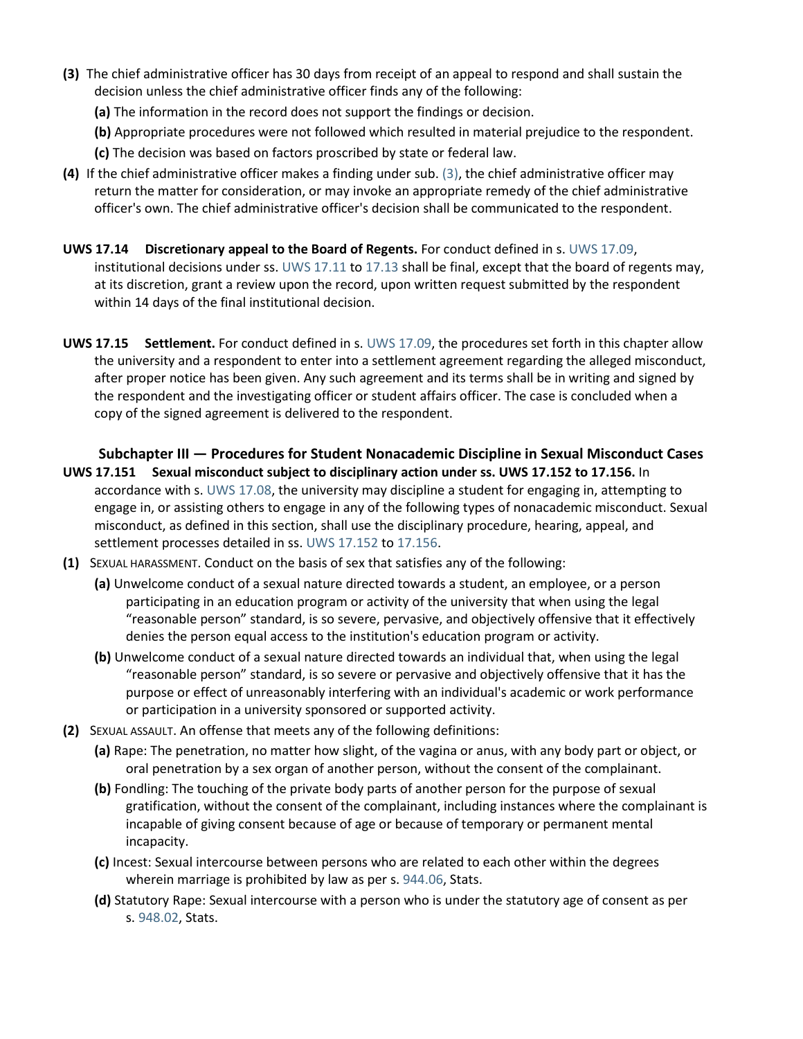**(3)** The chief administrative officer has 30 days from receipt of an appeal to respond and shall sustain the decision unless the chief administrative officer finds any of the following:

**(a)** The information in the record does not support the findings or decision.

**(b)** Appropriate procedures were not followed which resulted in material prejudice to the respondent.

**(c)** The decision was based on factors proscribed by state or federal law.

**(4)** If the chief administrative officer makes a finding under sub. (3), the chief administrative officer may return the matter for consideration, or may invoke an appropriate remedy of the chief administrative officer's own. The chief administrative officer's decision shall be communicated to the respondent.

**UWS 17.14 Discretionary appeal to the Board of Regents.** For conduct defined in s. UWS 17.09, institutional decisions under ss. UWS 17.11 to 17.13 shall be final, except that the board of regents may, at its discretion, grant a review upon the record, upon written request submitted by the respondent within 14 days of the final institutional decision.

**UWS 17.15 Settlement.** For conduct defined in s. UWS 17.09, the procedures set forth in this chapter allow the university and a respondent to enter into a settlement agreement regarding the alleged misconduct, after proper notice has been given. Any such agreement and its terms shall be in writing and signed by the respondent and the investigating officer or student affairs officer. The case is concluded when a copy of the signed agreement is delivered to the respondent.

## Subchapter III — Procedures for Student Nonacademic Discipline in Sexual Misconduct Cases

**UWS 17.151 Sexual misconduct subject to disciplinary action under ss. UWS 17.152 to 17.156.** In accordance with s. UWS 17.08, the university may discipline a student for engaging in, attempting to engage in, or assisting others to engage in any of the following types of nonacademic misconduct. Sexual misconduct, as defined in this section, shall use the disciplinary procedure, hearing, appeal, and settlement processes detailed in ss. UWS 17.152 to 17.156.

**(1)** SEXUAL HARASSMENT. Conduct on the basis of sex that satisfies any of the following:

**(a)** Unwelcome conduct of a sexual nature directed towards a student, an employee, or a person participating in an education program or activity of the university that when using the legal "reasonable person" standard, is so severe, pervasive, and objectively offensive that it effectively denies the person equal access to the institution's education program or activity.

**(b)** Unwelcome conduct of a sexual nature directed towards an individual that, when using the legal "reasonable person" standard, is so severe or pervasive and objectively offensive that it has the purpose or effect of unreasonably interfering with an individual's academic or work performance or participation in a university sponsored or supported activity.

**(2)** SEXUAL ASSAULT. An offense that meets any of the following definitions:

**(a)** Rape: The penetration, no matter how slight, of the vagina or anus, with any body part or object, or oral penetration by a sex organ of another person, without the consent of the complainant.

**(b)** Fondling: The touching of the private body parts of another person for the purpose of sexual gratification, without the consent of the complainant, including instances where the complainant is incapable of giving consent because of age or because of temporary or permanent mental incapacity.

**(c)** Incest: Sexual intercourse between persons who are related to each other within the degrees wherein marriage is prohibited by law as per s. 944.06, Stats.

**(d)** Statutory Rape: Sexual intercourse with a person who is under the statutory age of consent as per s. 948.02, Stats.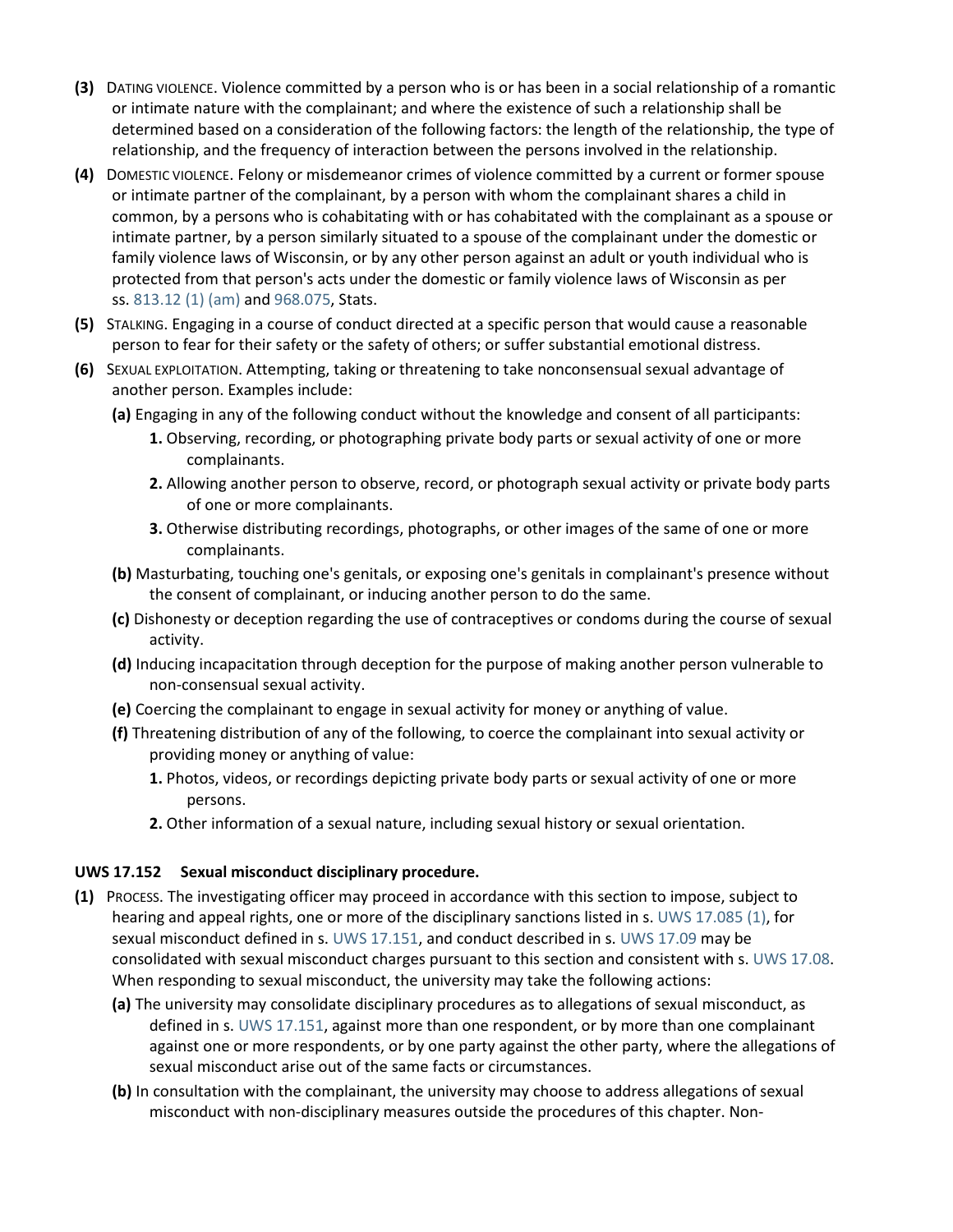**(3)** DATING VIOLENCE. Violence committed by a person who is or has been in a social relationship of a romantic or intimate nature with the complainant; and where the existence of such a relationship shall be determined based on a consideration of the following factors: the length of the relationship, the type of relationship, and the frequency of interaction between the persons involved in the relationship.

**(4)** DOMESTIC VIOLENCE. Felony or misdemeanor crimes of violence committed by a current or former spouse or intimate partner of the complainant, by a person with whom the complainant shares a child in common, by a persons who is cohabitating with or has cohabitated with the complainant as a spouse or intimate partner, by a person similarly situated to a spouse of the complainant under the domestic or family violence laws of Wisconsin, or by any other person against an adult or youth individual who is protected from that person's acts under the domestic or family violence laws of Wisconsin as per ss. 813.12 (1) (am) and 968.075, Stats.

**(5)** STALKING. Engaging in a course of conduct directed at a specific person that would cause a reasonable person to fear for their safety or the safety of others; or suffer substantial emotional distress.

**(6)** SEXUAL EXPLOITATION. Attempting, taking or threatening to take nonconsensual sexual advantage of another person. Examples include:

- **(a)** Engaging in any of the following conduct without the knowledge and consent of all participants:
  - **1.** Observing, recording, or photographing private body parts or sexual activity of one or more complainants.
  - **2.** Allowing another person to observe, record, or photograph sexual activity or private body parts of one or more complainants.
  - **3.** Otherwise distributing recordings, photographs, or other images of the same of one or more complainants.
- **(b)** Masturbating, touching one's genitals, or exposing one's genitals in complainant's presence without the consent of complainant, or inducing another person to do the same.
- **(c)** Dishonesty or deception regarding the use of contraceptives or condoms during the course of sexual activity.
- **(d)** Inducing incapacitation through deception for the purpose of making another person vulnerable to non-consensual sexual activity.
- **(e)** Coercing the complainant to engage in sexual activity for money or anything of value.
- **(f)** Threatening distribution of any of the following, to coerce the complainant into sexual activity or providing money or anything of value:
  - **1.** Photos, videos, or recordings depicting private body parts or sexual activity of one or more persons.
  - **2.** Other information of a sexual nature, including sexual history or sexual orientation.

### UWS 17.152 Sexual misconduct disciplinary procedure.

**(1)** PROCESS. The investigating officer may proceed in accordance with this section to impose, subject to hearing and appeal rights, one or more of the disciplinary sanctions listed in s. UWS 17.085 (1), for sexual misconduct defined in s. UWS 17.151, and conduct described in s. UWS 17.09 may be consolidated with sexual misconduct charges pursuant to this section and consistent with s. UWS 17.08. When responding to sexual misconduct, the university may take the following actions:

- **(a)** The university may consolidate disciplinary procedures as to allegations of sexual misconduct, as defined in s. UWS 17.151, against more than one respondent, or by more than one complainant against one or more respondents, or by one party against the other party, where the allegations of sexual misconduct arise out of the same facts or circumstances.
- **(b)** In consultation with the complainant, the university may choose to address allegations of sexual misconduct with non-disciplinary measures outside the procedures of this chapter. Non-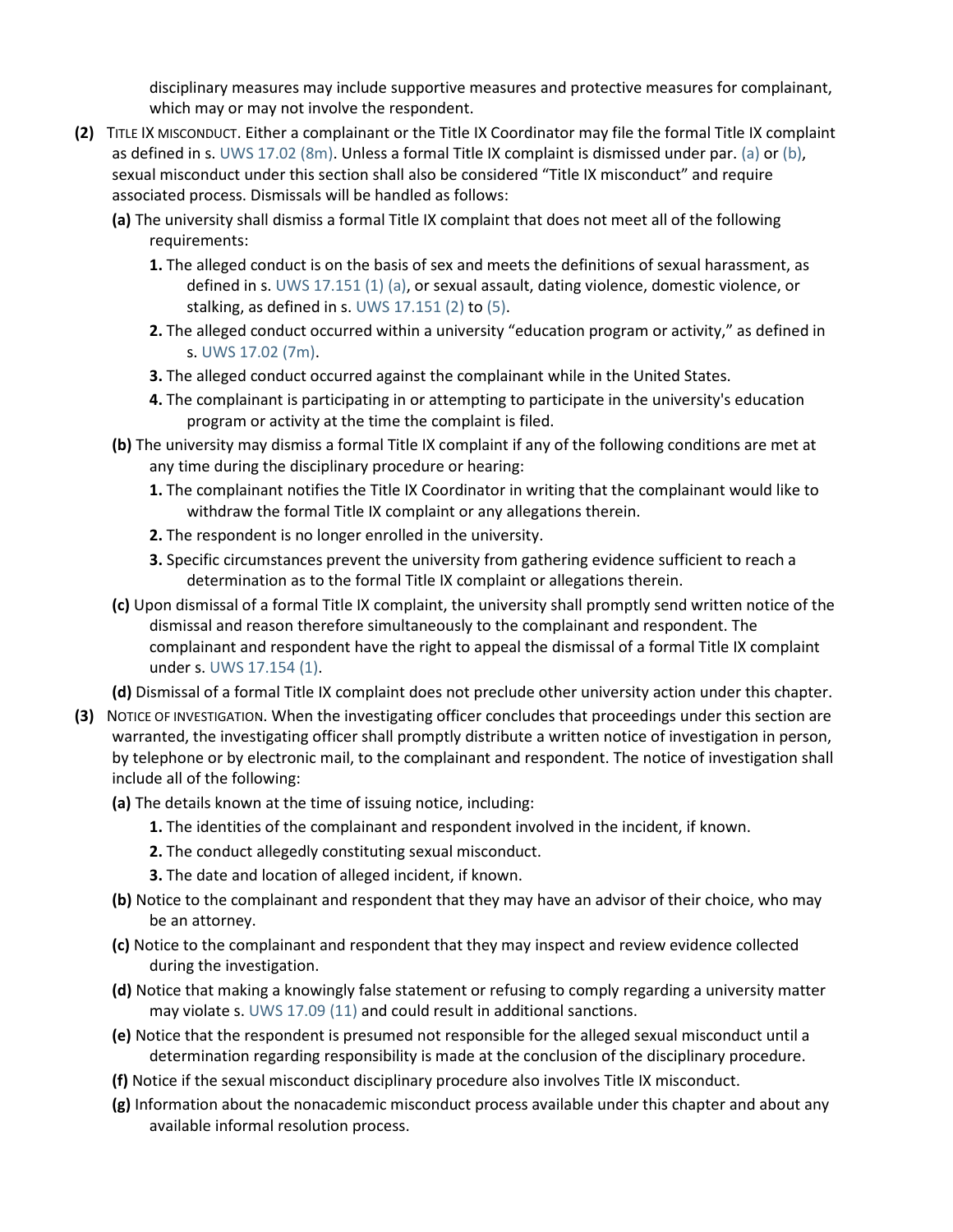disciplinary measures may include supportive measures and protective measures for complainant, which may or may not involve the respondent.

**(2)** TITLE IX MISCONDUCT. Either a complainant or the Title IX Coordinator may file the formal Title IX complaint as defined in s. UWS 17.02 (8m). Unless a formal Title IX complaint is dismissed under par. (a) or (b), sexual misconduct under this section shall also be considered "Title IX misconduct" and require associated process. Dismissals will be handled as follows:

**(a)** The university shall dismiss a formal Title IX complaint that does not meet all of the following requirements:

**1.** The alleged conduct is on the basis of sex and meets the definitions of sexual harassment, as defined in s. UWS 17.151 (1) (a), or sexual assault, dating violence, domestic violence, or stalking, as defined in s. UWS 17.151 (2) to (5).

**2.** The alleged conduct occurred within a university "education program or activity," as defined in s. UWS 17.02 (7m).

**3.** The alleged conduct occurred against the complainant while in the United States.

**4.** The complainant is participating in or attempting to participate in the university's education program or activity at the time the complaint is filed.

**(b)** The university may dismiss a formal Title IX complaint if any of the following conditions are met at any time during the disciplinary procedure or hearing:

**1.** The complainant notifies the Title IX Coordinator in writing that the complainant would like to withdraw the formal Title IX complaint or any allegations therein.

**2.** The respondent is no longer enrolled in the university.

**3.** Specific circumstances prevent the university from gathering evidence sufficient to reach a determination as to the formal Title IX complaint or allegations therein.

**(c)** Upon dismissal of a formal Title IX complaint, the university shall promptly send written notice of the dismissal and reason therefore simultaneously to the complainant and respondent. The complainant and respondent have the right to appeal the dismissal of a formal Title IX complaint under s. UWS 17.154 (1).

**(d)** Dismissal of a formal Title IX complaint does not preclude other university action under this chapter.

**(3)** NOTICE OF INVESTIGATION. When the investigating officer concludes that proceedings under this section are warranted, the investigating officer shall promptly distribute a written notice of investigation in person, by telephone or by electronic mail, to the complainant and respondent. The notice of investigation shall include all of the following:

**(a)** The details known at the time of issuing notice, including:

**1.** The identities of the complainant and respondent involved in the incident, if known.

**2.** The conduct allegedly constituting sexual misconduct.

**3.** The date and location of alleged incident, if known.

**(b)** Notice to the complainant and respondent that they may have an advisor of their choice, who may be an attorney.

**(c)** Notice to the complainant and respondent that they may inspect and review evidence collected during the investigation.

**(d)** Notice that making a knowingly false statement or refusing to comply regarding a university matter may violate s. UWS 17.09 (11) and could result in additional sanctions.

**(e)** Notice that the respondent is presumed not responsible for the alleged sexual misconduct until a determination regarding responsibility is made at the conclusion of the disciplinary procedure.

**(f)** Notice if the sexual misconduct disciplinary procedure also involves Title IX misconduct.

**(g)** Information about the nonacademic misconduct process available under this chapter and about any available informal resolution process.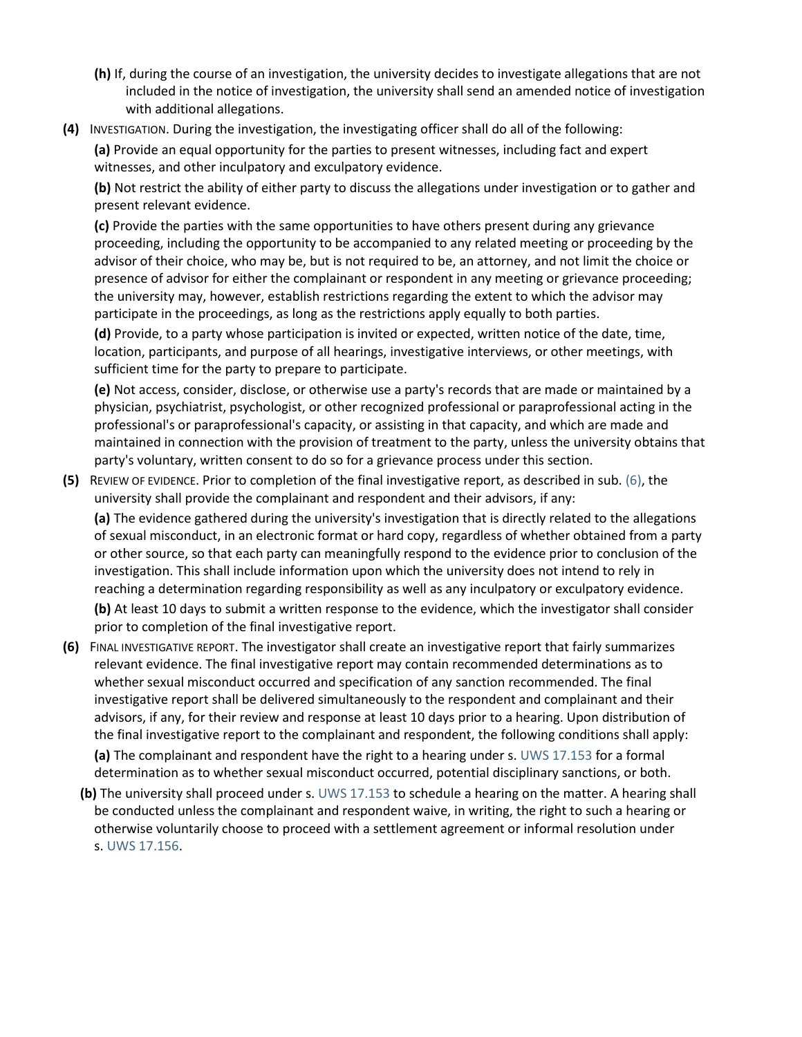**(h)** If, during the course of an investigation, the university decides to investigate allegations that are not included in the notice of investigation, the university shall send an amended notice of investigation with additional allegations.

**(4)** INVESTIGATION. During the investigation, the investigating officer shall do all of the following:

**(a)** Provide an equal opportunity for the parties to present witnesses, including fact and expert witnesses, and other inculpatory and exculpatory evidence.

**(b)** Not restrict the ability of either party to discuss the allegations under investigation or to gather and present relevant evidence.

**(c)** Provide the parties with the same opportunities to have others present during any grievance proceeding, including the opportunity to be accompanied to any related meeting or proceeding by the advisor of their choice, who may be, but is not required to be, an attorney, and not limit the choice or presence of advisor for either the complainant or respondent in any meeting or grievance proceeding; the university may, however, establish restrictions regarding the extent to which the advisor may participate in the proceedings, as long as the restrictions apply equally to both parties.

**(d)** Provide, to a party whose participation is invited or expected, written notice of the date, time, location, participants, and purpose of all hearings, investigative interviews, or other meetings, with sufficient time for the party to prepare to participate.

**(e)** Not access, consider, disclose, or otherwise use a party's records that are made or maintained by a physician, psychiatrist, psychologist, or other recognized professional or paraprofessional acting in the professional's or paraprofessional's capacity, or assisting in that capacity, and which are made and maintained in connection with the provision of treatment to the party, unless the university obtains that party's voluntary, written consent to do so for a grievance process under this section.

**(5)** REVIEW OF EVIDENCE. Prior to completion of the final investigative report, as described in sub. (6), the university shall provide the complainant and respondent and their advisors, if any:

**(a)** The evidence gathered during the university's investigation that is directly related to the allegations of sexual misconduct, in an electronic format or hard copy, regardless of whether obtained from a party or other source, so that each party can meaningfully respond to the evidence prior to conclusion of the investigation. This shall include information upon which the university does not intend to rely in reaching a determination regarding responsibility as well as any inculpatory or exculpatory evidence.

**(b)** At least 10 days to submit a written response to the evidence, which the investigator shall consider prior to completion of the final investigative report.

**(6)** FINAL INVESTIGATIVE REPORT. The investigator shall create an investigative report that fairly summarizes relevant evidence. The final investigative report may contain recommended determinations as to whether sexual misconduct occurred and specification of any sanction recommended. The final investigative report shall be delivered simultaneously to the respondent and complainant and their advisors, if any, for their review and response at least 10 days prior to a hearing. Upon distribution of the final investigative report to the complainant and respondent, the following conditions shall apply:

**(a)** The complainant and respondent have the right to a hearing under s. UWS 17.153 for a formal determination as to whether sexual misconduct occurred, potential disciplinary sanctions, or both.

**(b)** The university shall proceed under s. UWS 17.153 to schedule a hearing on the matter. A hearing shall be conducted unless the complainant and respondent waive, in writing, the right to such a hearing or otherwise voluntarily choose to proceed with a settlement agreement or informal resolution under s. UWS 17.156.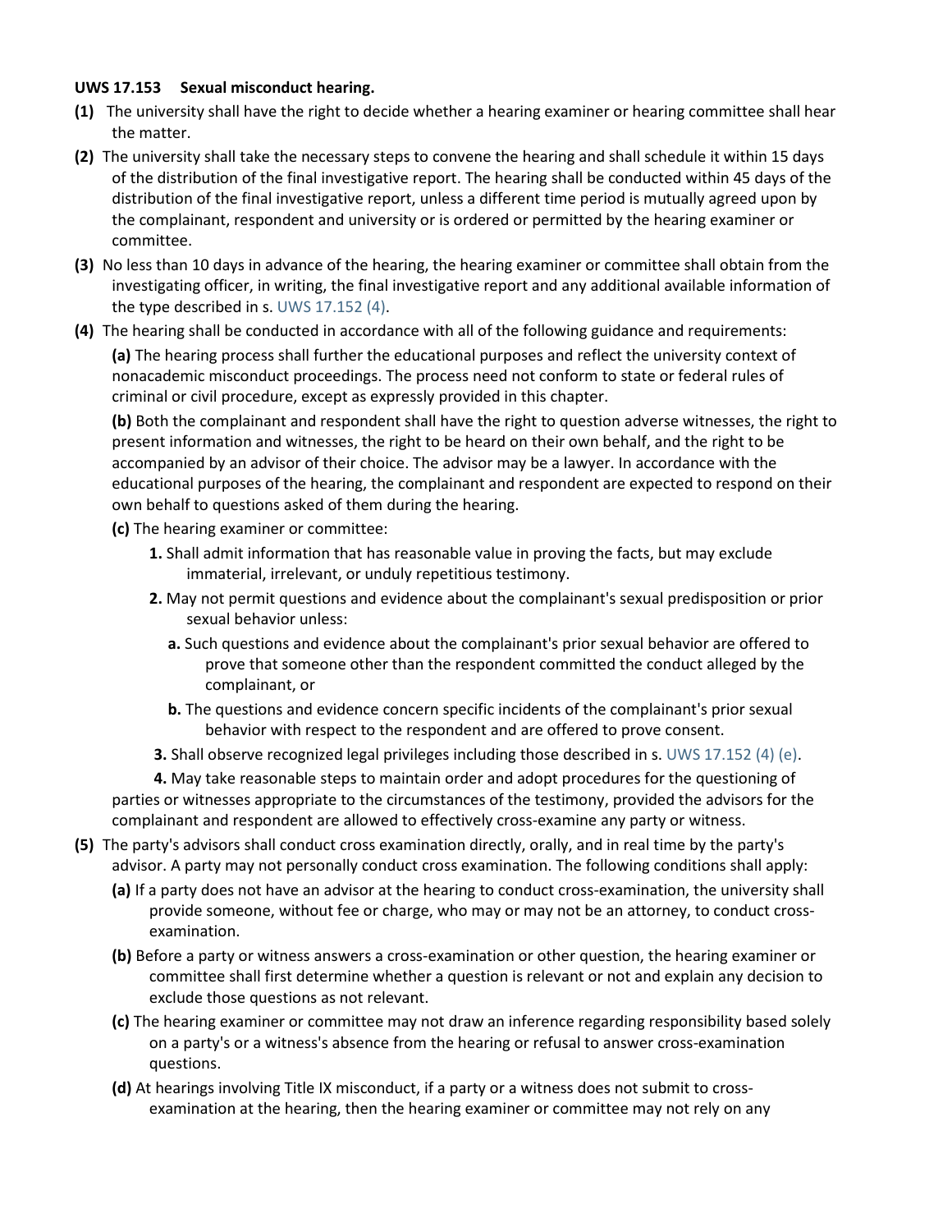**UWS 17.153 Sexual misconduct hearing.**

**(1)** The university shall have the right to decide whether a hearing examiner or hearing committee shall hear the matter.

**(2)** The university shall take the necessary steps to convene the hearing and shall schedule it within 15 days of the distribution of the final investigative report. The hearing shall be conducted within 45 days of the distribution of the final investigative report, unless a different time period is mutually agreed upon by the complainant, respondent and university or is ordered or permitted by the hearing examiner or committee.

**(3)** No less than 10 days in advance of the hearing, the hearing examiner or committee shall obtain from the investigating officer, in writing, the final investigative report and any additional available information of the type described in s. UWS 17.152 (4).

**(4)** The hearing shall be conducted in accordance with all of the following guidance and requirements:

**(a)** The hearing process shall further the educational purposes and reflect the university context of nonacademic misconduct proceedings. The process need not conform to state or federal rules of criminal or civil procedure, except as expressly provided in this chapter.

**(b)** Both the complainant and respondent shall have the right to question adverse witnesses, the right to present information and witnesses, the right to be heard on their own behalf, and the right to be accompanied by an advisor of their choice. The advisor may be a lawyer. In accordance with the educational purposes of the hearing, the complainant and respondent are expected to respond on their own behalf to questions asked of them during the hearing.

**(c)** The hearing examiner or committee:

**1.** Shall admit information that has reasonable value in proving the facts, but may exclude immaterial, irrelevant, or unduly repetitious testimony.

**2.** May not permit questions and evidence about the complainant's sexual predisposition or prior sexual behavior unless:

**a.** Such questions and evidence about the complainant's prior sexual behavior are offered to prove that someone other than the respondent committed the conduct alleged by the complainant, or

**b.** The questions and evidence concern specific incidents of the complainant's prior sexual behavior with respect to the respondent and are offered to prove consent.

**3.** Shall observe recognized legal privileges including those described in s. UWS 17.152 (4) (e).

**4.** May take reasonable steps to maintain order and adopt procedures for the questioning of parties or witnesses appropriate to the circumstances of the testimony, provided the advisors for the complainant and respondent are allowed to effectively cross-examine any party or witness.

**(5)** The party's advisors shall conduct cross examination directly, orally, and in real time by the party's advisor. A party may not personally conduct cross examination. The following conditions shall apply:

**(a)** If a party does not have an advisor at the hearing to conduct cross-examination, the university shall provide someone, without fee or charge, who may or may not be an attorney, to conduct cross-examination.

**(b)** Before a party or witness answers a cross-examination or other question, the hearing examiner or committee shall first determine whether a question is relevant or not and explain any decision to exclude those questions as not relevant.

**(c)** The hearing examiner or committee may not draw an inference regarding responsibility based solely on a party's or a witness's absence from the hearing or refusal to answer cross-examination questions.

**(d)** At hearings involving Title IX misconduct, if a party or a witness does not submit to cross-examination at the hearing, then the hearing examiner or committee may not rely on any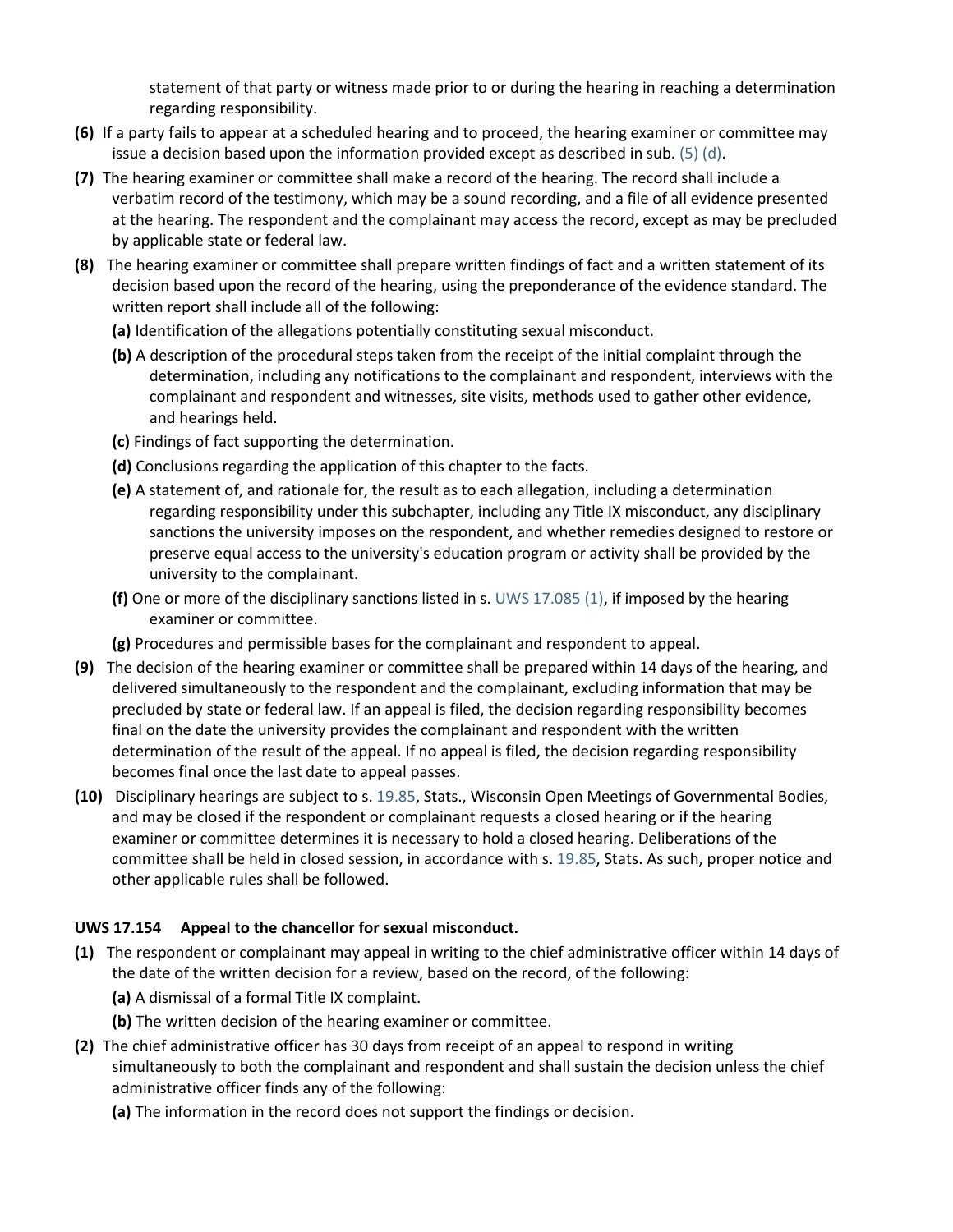statement of that party or witness made prior to or during the hearing in reaching a determination regarding responsibility.

**(6)** If a party fails to appear at a scheduled hearing and to proceed, the hearing examiner or committee may issue a decision based upon the information provided except as described in sub. (5) (d).

**(7)** The hearing examiner or committee shall make a record of the hearing. The record shall include a verbatim record of the testimony, which may be a sound recording, and a file of all evidence presented at the hearing. The respondent and the complainant may access the record, except as may be precluded by applicable state or federal law.

**(8)** The hearing examiner or committee shall prepare written findings of fact and a written statement of its decision based upon the record of the hearing, using the preponderance of the evidence standard. The written report shall include all of the following:

**(a)** Identification of the allegations potentially constituting sexual misconduct.

**(b)** A description of the procedural steps taken from the receipt of the initial complaint through the determination, including any notifications to the complainant and respondent, interviews with the complainant and respondent and witnesses, site visits, methods used to gather other evidence, and hearings held.

**(c)** Findings of fact supporting the determination.

**(d)** Conclusions regarding the application of this chapter to the facts.

**(e)** A statement of, and rationale for, the result as to each allegation, including a determination regarding responsibility under this subchapter, including any Title IX misconduct, any disciplinary sanctions the university imposes on the respondent, and whether remedies designed to restore or preserve equal access to the university's education program or activity shall be provided by the university to the complainant.

**(f)** One or more of the disciplinary sanctions listed in s. UWS 17.085 (1), if imposed by the hearing examiner or committee.

**(g)** Procedures and permissible bases for the complainant and respondent to appeal.

**(9)** The decision of the hearing examiner or committee shall be prepared within 14 days of the hearing, and delivered simultaneously to the respondent and the complainant, excluding information that may be precluded by state or federal law. If an appeal is filed, the decision regarding responsibility becomes final on the date the university provides the complainant and respondent with the written determination of the result of the appeal. If no appeal is filed, the decision regarding responsibility becomes final once the last date to appeal passes.

**(10)** Disciplinary hearings are subject to s. 19.85, Stats., Wisconsin Open Meetings of Governmental Bodies, and may be closed if the respondent or complainant requests a closed hearing or if the hearing examiner or committee determines it is necessary to hold a closed hearing. Deliberations of the committee shall be held in closed session, in accordance with s. 19.85, Stats. As such, proper notice and other applicable rules shall be followed.

### UWS 17.154 Appeal to the chancellor for sexual misconduct.

**(1)** The respondent or complainant may appeal in writing to the chief administrative officer within 14 days of the date of the written decision for a review, based on the record, of the following:

**(a)** A dismissal of a formal Title IX complaint.

**(b)** The written decision of the hearing examiner or committee.

**(2)** The chief administrative officer has 30 days from receipt of an appeal to respond in writing simultaneously to both the complainant and respondent and shall sustain the decision unless the chief administrative officer finds any of the following:

**(a)** The information in the record does not support the findings or decision.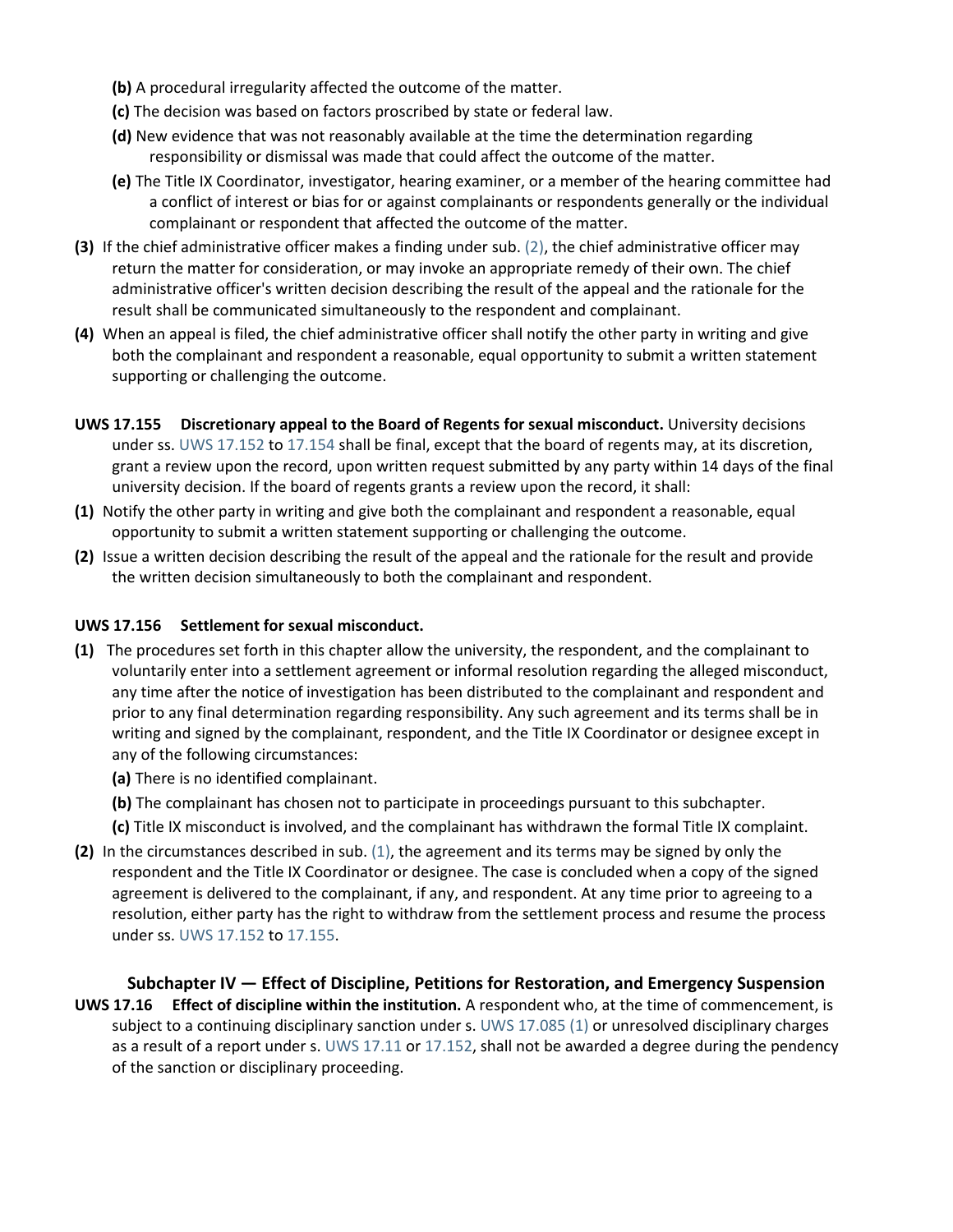**(b)** A procedural irregularity affected the outcome of the matter.

**(c)** The decision was based on factors proscribed by state or federal law.

**(d)** New evidence that was not reasonably available at the time the determination regarding responsibility or dismissal was made that could affect the outcome of the matter.

**(e)** The Title IX Coordinator, investigator, hearing examiner, or a member of the hearing committee had a conflict of interest or bias for or against complainants or respondents generally or the individual complainant or respondent that affected the outcome of the matter.

**(3)** If the chief administrative officer makes a finding under sub. (2), the chief administrative officer may return the matter for consideration, or may invoke an appropriate remedy of their own. The chief administrative officer's written decision describing the result of the appeal and the rationale for the result shall be communicated simultaneously to the respondent and complainant.

**(4)** When an appeal is filed, the chief administrative officer shall notify the other party in writing and give both the complainant and respondent a reasonable, equal opportunity to submit a written statement supporting or challenging the outcome.

**UWS 17.155 Discretionary appeal to the Board of Regents for sexual misconduct.** University decisions under ss. UWS 17.152 to 17.154 shall be final, except that the board of regents may, at its discretion, grant a review upon the record, upon written request submitted by any party within 14 days of the final university decision. If the board of regents grants a review upon the record, it shall:

**(1)** Notify the other party in writing and give both the complainant and respondent a reasonable, equal opportunity to submit a written statement supporting or challenging the outcome.

**(2)** Issue a written decision describing the result of the appeal and the rationale for the result and provide the written decision simultaneously to both the complainant and respondent.

**UWS 17.156 Settlement for sexual misconduct.**

**(1)** The procedures set forth in this chapter allow the university, the respondent, and the complainant to voluntarily enter into a settlement agreement or informal resolution regarding the alleged misconduct, any time after the notice of investigation has been distributed to the complainant and respondent and prior to any final determination regarding responsibility. Any such agreement and its terms shall be in writing and signed by the complainant, respondent, and the Title IX Coordinator or designee except in any of the following circumstances:

**(a)** There is no identified complainant.

**(b)** The complainant has chosen not to participate in proceedings pursuant to this subchapter.

**(c)** Title IX misconduct is involved, and the complainant has withdrawn the formal Title IX complaint.

**(2)** In the circumstances described in sub. (1), the agreement and its terms may be signed by only the respondent and the Title IX Coordinator or designee. The case is concluded when a copy of the signed agreement is delivered to the complainant, if any, and respondent. At any time prior to agreeing to a resolution, either party has the right to withdraw from the settlement process and resume the process under ss. UWS 17.152 to 17.155.

## Subchapter IV — Effect of Discipline, Petitions for Restoration, and Emergency Suspension

**UWS 17.16 Effect of discipline within the institution.** A respondent who, at the time of commencement, is subject to a continuing disciplinary sanction under s. UWS 17.085 (1) or unresolved disciplinary charges as a result of a report under s. UWS 17.11 or 17.152, shall not be awarded a degree during the pendency of the sanction or disciplinary proceeding.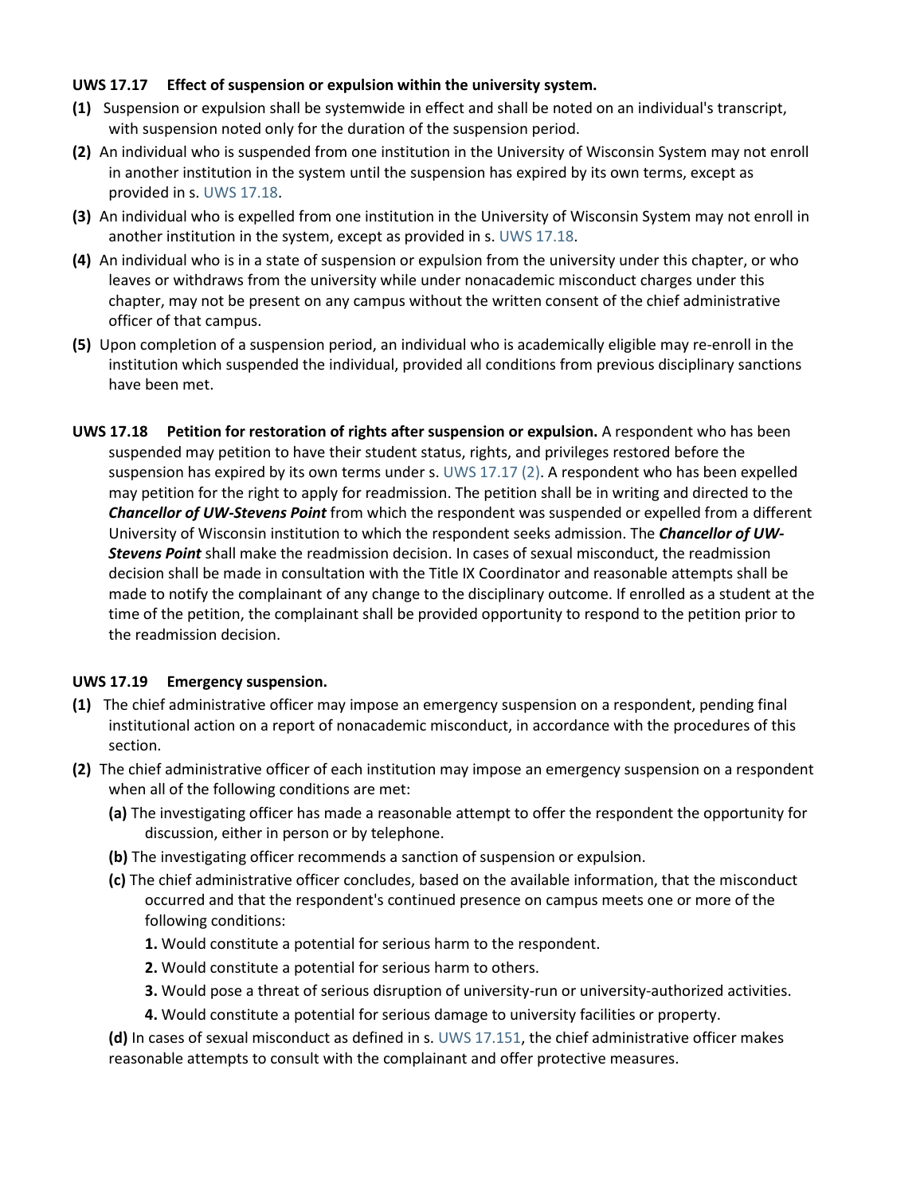**UWS 17.17 Effect of suspension or expulsion within the university system.**

**(1)** Suspension or expulsion shall be systemwide in effect and shall be noted on an individual's transcript, with suspension noted only for the duration of the suspension period.

**(2)** An individual who is suspended from one institution in the University of Wisconsin System may not enroll in another institution in the system until the suspension has expired by its own terms, except as provided in s. UWS 17.18.

**(3)** An individual who is expelled from one institution in the University of Wisconsin System may not enroll in another institution in the system, except as provided in s. UWS 17.18.

**(4)** An individual who is in a state of suspension or expulsion from the university under this chapter, or who leaves or withdraws from the university while under nonacademic misconduct charges under this chapter, may not be present on any campus without the written consent of the chief administrative officer of that campus.

**(5)** Upon completion of a suspension period, an individual who is academically eligible may re-enroll in the institution which suspended the individual, provided all conditions from previous disciplinary sanctions have been met.

**UWS 17.18 Petition for restoration of rights after suspension or expulsion.** A respondent who has been suspended may petition to have their student status, rights, and privileges restored before the suspension has expired by its own terms under s. UWS 17.17 (2). A respondent who has been expelled may petition for the right to apply for readmission. The petition shall be in writing and directed to the ***Chancellor of UW-Stevens Point*** from which the respondent was suspended or expelled from a different University of Wisconsin institution to which the respondent seeks admission. The ***Chancellor of UW-Stevens Point*** shall make the readmission decision. In cases of sexual misconduct, the readmission decision shall be made in consultation with the Title IX Coordinator and reasonable attempts shall be made to notify the complainant of any change to the disciplinary outcome. If enrolled as a student at the time of the petition, the complainant shall be provided opportunity to respond to the petition prior to the readmission decision.

**UWS 17.19 Emergency suspension.**

**(1)** The chief administrative officer may impose an emergency suspension on a respondent, pending final institutional action on a report of nonacademic misconduct, in accordance with the procedures of this section.

**(2)** The chief administrative officer of each institution may impose an emergency suspension on a respondent when all of the following conditions are met:

- **(a)** The investigating officer has made a reasonable attempt to offer the respondent the opportunity for discussion, either in person or by telephone.
- **(b)** The investigating officer recommends a sanction of suspension or expulsion.
- **(c)** The chief administrative officer concludes, based on the available information, that the misconduct occurred and that the respondent's continued presence on campus meets one or more of the following conditions:
  - **1.** Would constitute a potential for serious harm to the respondent.
  - **2.** Would constitute a potential for serious harm to others.
  - **3.** Would pose a threat of serious disruption of university-run or university-authorized activities.
  - **4.** Would constitute a potential for serious damage to university facilities or property.
- **(d)** In cases of sexual misconduct as defined in s. UWS 17.151, the chief administrative officer makes reasonable attempts to consult with the complainant and offer protective measures.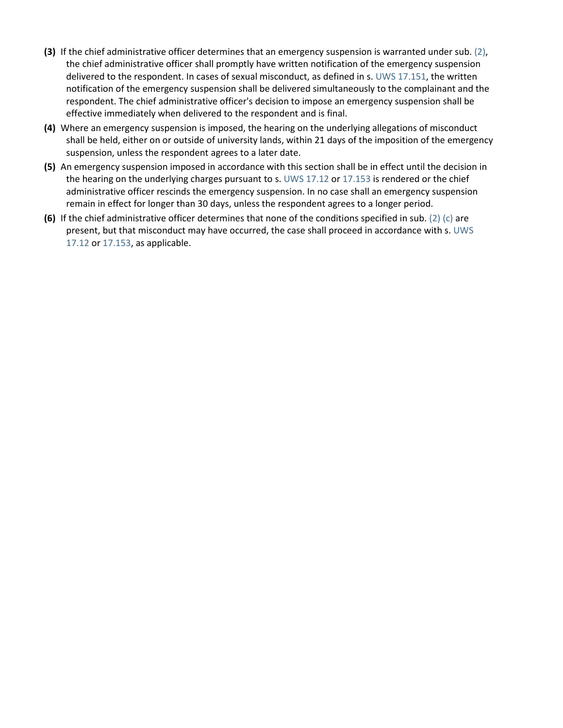**(3)** If the chief administrative officer determines that an emergency suspension is warranted under sub. (2), the chief administrative officer shall promptly have written notification of the emergency suspension delivered to the respondent. In cases of sexual misconduct, as defined in s. UWS 17.151, the written notification of the emergency suspension shall be delivered simultaneously to the complainant and the respondent. The chief administrative officer's decision to impose an emergency suspension shall be effective immediately when delivered to the respondent and is final.

**(4)** Where an emergency suspension is imposed, the hearing on the underlying allegations of misconduct shall be held, either on or outside of university lands, within 21 days of the imposition of the emergency suspension, unless the respondent agrees to a later date.

**(5)** An emergency suspension imposed in accordance with this section shall be in effect until the decision in the hearing on the underlying charges pursuant to s. UWS 17.12 or 17.153 is rendered or the chief administrative officer rescinds the emergency suspension. In no case shall an emergency suspension remain in effect for longer than 30 days, unless the respondent agrees to a longer period.

**(6)** If the chief administrative officer determines that none of the conditions specified in sub. (2) (c) are present, but that misconduct may have occurred, the case shall proceed in accordance with s. UWS 17.12 or 17.153, as applicable.